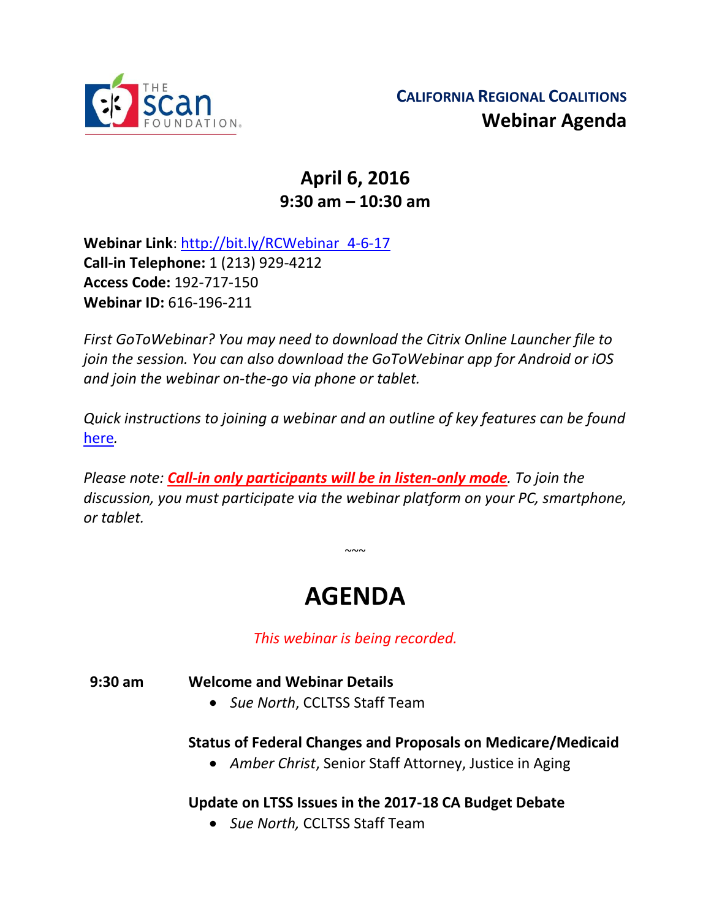**CALIFORNIA REGIONAL COALITIONS**
**Webinar Agenda**

## April 6, 2016
## 9:30 am – 10:30 am

**Webinar Link**: http://bit.ly/RCWebinar_4-6-17
**Call-in Telephone:** 1 (213) 929-4212
**Access Code:** 192-717-150
**Webinar ID:** 616-196-211

*First GoToWebinar? You may need to download the Citrix Online Launcher file to join the session. You can also download the GoToWebinar app for Android or iOS and join the webinar on-the-go via phone or tablet.*

*Quick instructions to joining a webinar and an outline of key features can be found here.*

*Please note: **Call-in only participants will be in listen-only mode**. To join the discussion, you must participate via the webinar platform on your PC, smartphone, or tablet.*

~~~

# AGENDA

*This webinar is being recorded.*

**9:30 am** **Welcome and Webinar Details**

- *Sue North*, CCLTSS Staff Team

**Status of Federal Changes and Proposals on Medicare/Medicaid**

- *Amber Christ*, Senior Staff Attorney, Justice in Aging

**Update on LTSS Issues in the 2017-18 CA Budget Debate**

- *Sue North,* CCLTSS Staff Team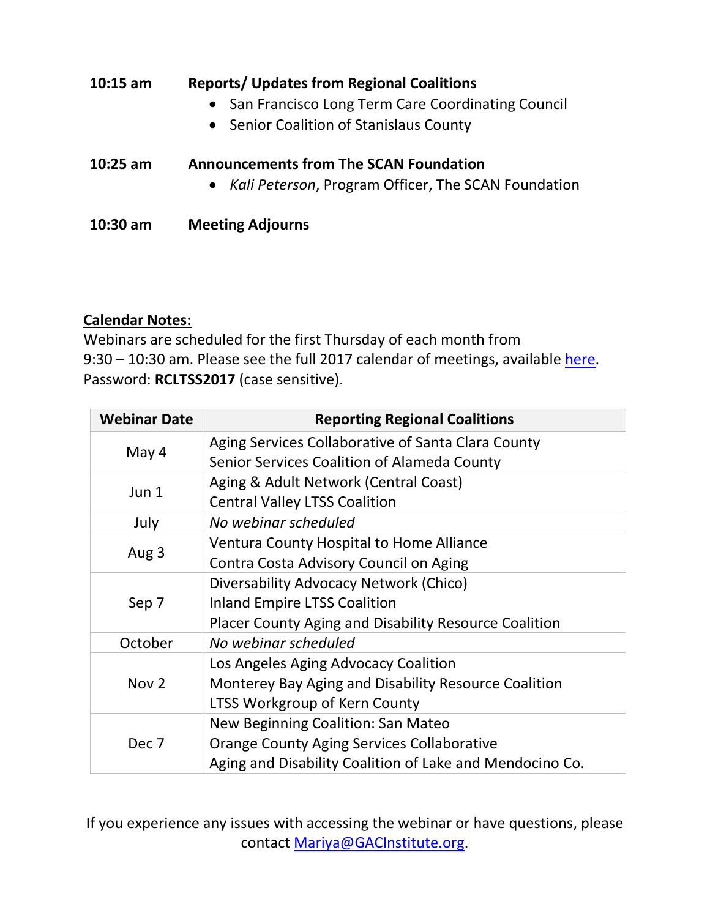**10:15 am** **Reports/ Updates from Regional Coalitions**

- San Francisco Long Term Care Coordinating Council
- Senior Coalition of Stanislaus County

**10:25 am** **Announcements from The SCAN Foundation**

- *Kali Peterson*, Program Officer, The SCAN Foundation

**10:30 am** **Meeting Adjourns**

**Calendar Notes:**

Webinars are scheduled for the first Thursday of each month from 9:30 – 10:30 am. Please see the full 2017 calendar of meetings, available here. Password: **RCLTSS2017** (case sensitive).

| Webinar Date | Reporting Regional Coalitions |
| --- | --- |
| May 4 | Aging Services Collaborative of Santa Clara County<br>Senior Services Coalition of Alameda County |
| Jun 1 | Aging & Adult Network (Central Coast)<br>Central Valley LTSS Coalition |
| July | *No webinar scheduled* |
| Aug 3 | Ventura County Hospital to Home Alliance<br>Contra Costa Advisory Council on Aging |
| Sep 7 | Diversability Advocacy Network (Chico)<br>Inland Empire LTSS Coalition<br>Placer County Aging and Disability Resource Coalition |
| October | *No webinar scheduled* |
| Nov 2 | Los Angeles Aging Advocacy Coalition<br>Monterey Bay Aging and Disability Resource Coalition<br>LTSS Workgroup of Kern County |
| Dec 7 | New Beginning Coalition: San Mateo<br>Orange County Aging Services Collaborative<br>Aging and Disability Coalition of Lake and Mendocino Co. |

If you experience any issues with accessing the webinar or have questions, please contact Mariya@GACInstitute.org.